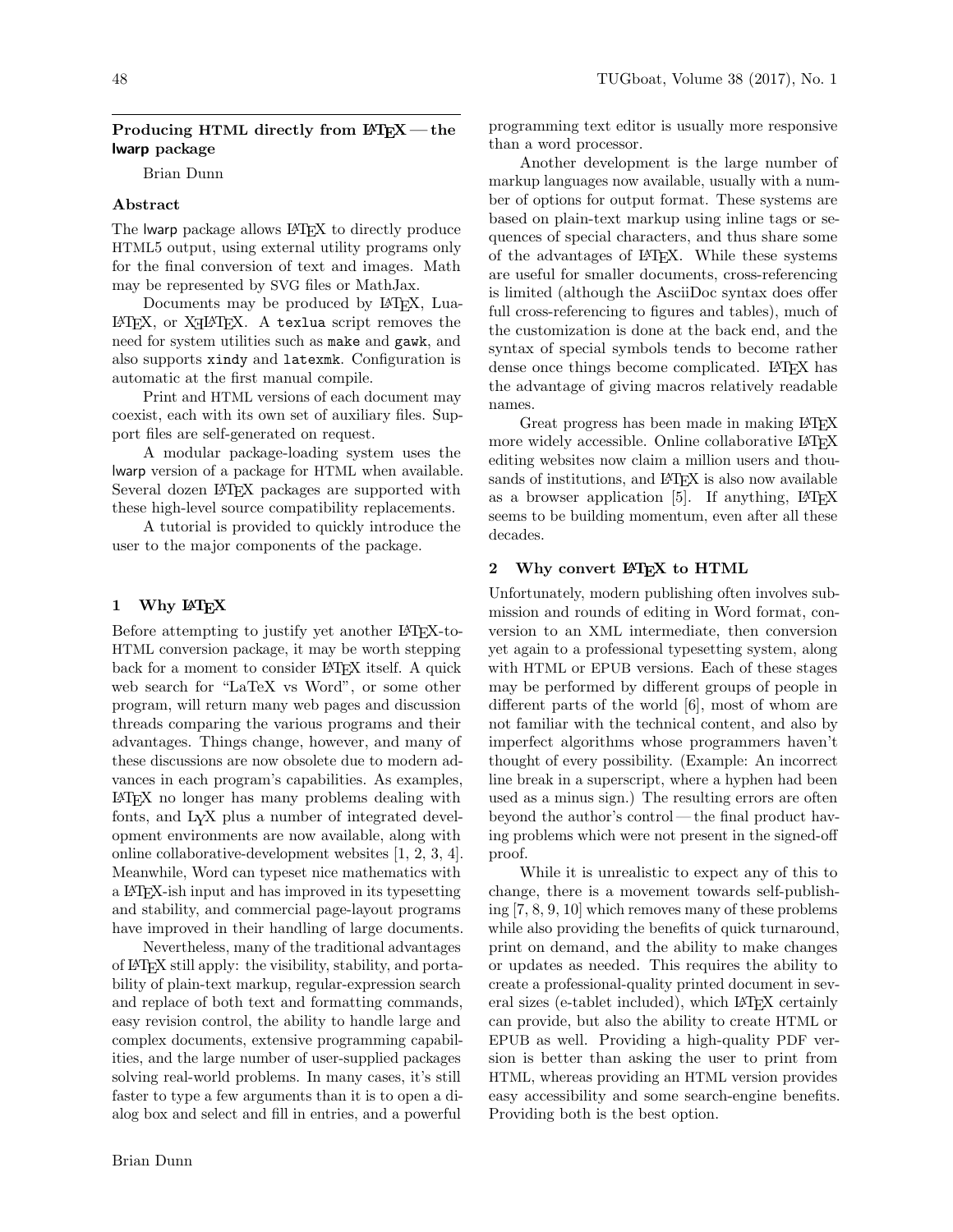# Producing HTML directly from LaTeX — the lwarp package

Brian Dunn

## Abstract

The lwarp package allows LaTeX to directly produce HTML5 output, using external utility programs only for the final conversion of text and images. Math may be represented by SVG files or MathJax.

Documents may be produced by LaTeX, LuaLaTeX, or XeLaTeX. A `texlua` script removes the need for system utilities such as `make` and `gawk`, and also supports `xindy` and `latexmk`. Configuration is automatic at the first manual compile.

Print and HTML versions of each document may coexist, each with its own set of auxiliary files. Support files are self-generated on request.

A modular package-loading system uses the lwarp version of a package for HTML when available. Several dozen LaTeX packages are supported with these high-level source compatibility replacements.

A tutorial is provided to quickly introduce the user to the major components of the package.

## 1 Why LaTeX

Before attempting to justify yet another LaTeX-to-HTML conversion package, it may be worth stepping back for a moment to consider LaTeX itself. A quick web search for "LaTeX vs Word", or some other program, will return many web pages and discussion threads comparing the various programs and their advantages. Things change, however, and many of these discussions are now obsolete due to modern advances in each program's capabilities. As examples, LaTeX no longer has many problems dealing with fonts, and LyX plus a number of integrated development environments are now available, along with online collaborative-development websites [1, 2, 3, 4]. Meanwhile, Word can typeset nice mathematics with a LaTeX-ish input and has improved in its typesetting and stability, and commercial page-layout programs have improved in their handling of large documents.

Nevertheless, many of the traditional advantages of LaTeX still apply: the visibility, stability, and portability of plain-text markup, regular-expression search and replace of both text and formatting commands, easy revision control, the ability to handle large and complex documents, extensive programming capabilities, and the large number of user-supplied packages solving real-world problems. In many cases, it's still faster to type a few arguments than it is to open a dialog box and select and fill in entries, and a powerful programming text editor is usually more responsive than a word processor.

Another development is the large number of markup languages now available, usually with a number of options for output format. These systems are based on plain-text markup using inline tags or sequences of special characters, and thus share some of the advantages of LaTeX. While these systems are useful for smaller documents, cross-referencing is limited (although the AsciiDoc syntax does offer full cross-referencing to figures and tables), much of the customization is done at the back end, and the syntax of special symbols tends to become rather dense once things become complicated. LaTeX has the advantage of giving macros relatively readable names.

Great progress has been made in making LaTeX more widely accessible. Online collaborative LaTeX editing websites now claim a million users and thousands of institutions, and LaTeX is also now available as a browser application [5]. If anything, LaTeX seems to be building momentum, even after all these decades.

## 2 Why convert LaTeX to HTML

Unfortunately, modern publishing often involves submission and rounds of editing in Word format, conversion to an XML intermediate, then conversion yet again to a professional typesetting system, along with HTML or EPUB versions. Each of these stages may be performed by different groups of people in different parts of the world [6], most of whom are not familiar with the technical content, and also by imperfect algorithms whose programmers haven't thought of every possibility. (Example: An incorrect line break in a superscript, where a hyphen had been used as a minus sign.) The resulting errors are often beyond the author's control — the final product having problems which were not present in the signed-off proof.

While it is unrealistic to expect any of this to change, there is a movement towards self-publishing [7, 8, 9, 10] which removes many of these problems while also providing the benefits of quick turnaround, print on demand, and the ability to make changes or updates as needed. This requires the ability to create a professional-quality printed document in several sizes (e-tablet included), which LaTeX certainly can provide, but also the ability to create HTML or EPUB as well. Providing a high-quality PDF version is better than asking the user to print from HTML, whereas providing an HTML version provides easy accessibility and some search-engine benefits. Providing both is the best option.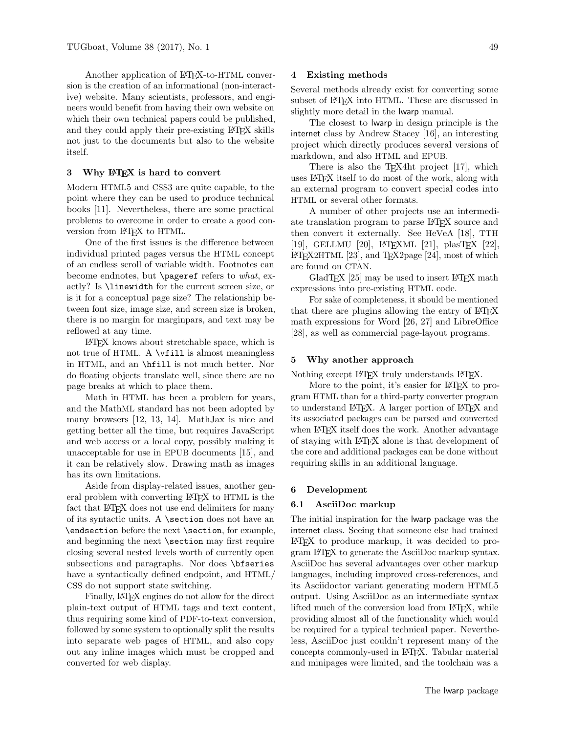Another application of LaTeX-to-HTML conversion is the creation of an informational (non-interactive) website. Many scientists, professors, and engineers would benefit from having their own website on which their own technical papers could be published, and they could apply their pre-existing LaTeX skills not just to the documents but also to the website itself.

## 3 Why LaTeX is hard to convert

Modern HTML5 and CSS3 are quite capable, to the point where they can be used to produce technical books [11]. Nevertheless, there are some practical problems to overcome in order to create a good conversion from LaTeX to HTML.

One of the first issues is the difference between individual printed pages versus the HTML concept of an endless scroll of variable width. Footnotes can become endnotes, but `\pageref` refers to *what*, exactly? Is `\linewidth` for the current screen size, or is it for a conceptual page size? The relationship between font size, image size, and screen size is broken, there is no margin for marginpars, and text may be reflowed at any time.

LaTeX knows about stretchable space, which is not true of HTML. A `\vfill` is almost meaningless in HTML, and an `\hfill` is not much better. Nor do floating objects translate well, since there are no page breaks at which to place them.

Math in HTML has been a problem for years, and the MathML standard has not been adopted by many browsers [12, 13, 14]. MathJax is nice and getting better all the time, but requires JavaScript and web access or a local copy, possibly making it unacceptable for use in EPUB documents [15], and it can be relatively slow. Drawing math as images has its own limitations.

Aside from display-related issues, another general problem with converting LaTeX to HTML is the fact that LaTeX does not use end delimiters for many of its syntactic units. A `\section` does not have an `\endsection` before the next `\section`, for example, and beginning the next `\section` may first require closing several nested levels worth of currently open subsections and paragraphs. Nor does `\bfseries` have a syntactically defined endpoint, and HTML/CSS do not support state switching.

Finally, LaTeX engines do not allow for the direct plain-text output of HTML tags and text content, thus requiring some kind of PDF-to-text conversion, followed by some system to optionally split the results into separate web pages of HTML, and also copy out any inline images which must be cropped and converted for web display.

## 4 Existing methods

Several methods already exist for converting some subset of LaTeX into HTML. These are discussed in slightly more detail in the lwarp manual.

The closest to lwarp in design principle is the internet class by Andrew Stacey [16], an interesting project which directly produces several versions of markdown, and also HTML and EPUB.

There is also the TeX4ht project [17], which uses LaTeX itself to do most of the work, along with an external program to convert special codes into HTML or several other formats.

A number of other projects use an intermediate translation program to parse LaTeX source and then convert it externally. See HeVeA [18], TTH [19], GELLMU [20], LaTeXML [21], plasTeX [22], LaTeX2HTML [23], and TeX2page [24], most of which are found on CTAN.

GladTeX [25] may be used to insert LaTeX math expressions into pre-existing HTML code.

For sake of completeness, it should be mentioned that there are plugins allowing the entry of LaTeX math expressions for Word [26, 27] and LibreOffice [28], as well as commercial page-layout programs.

## 5 Why another approach

Nothing except LaTeX truly understands LaTeX.

More to the point, it's easier for LaTeX to program HTML than for a third-party converter program to understand LaTeX. A larger portion of LaTeX and its associated packages can be parsed and converted when LaTeX itself does the work. Another advantage of staying with LaTeX alone is that development of the core and additional packages can be done without requiring skills in an additional language.

## 6 Development

### 6.1 AsciiDoc markup

The initial inspiration for the lwarp package was the internet class. Seeing that someone else had trained LaTeX to produce markup, it was decided to program LaTeX to generate the AsciiDoc markup syntax. AsciiDoc has several advantages over other markup languages, including improved cross-references, and its Asciidoctor variant generating modern HTML5 output. Using AsciiDoc as an intermediate syntax lifted much of the conversion load from LaTeX, while providing almost all of the functionality which would be required for a typical technical paper. Nevertheless, AsciiDoc just couldn't represent many of the concepts commonly-used in LaTeX. Tabular material and minipages were limited, and the toolchain was a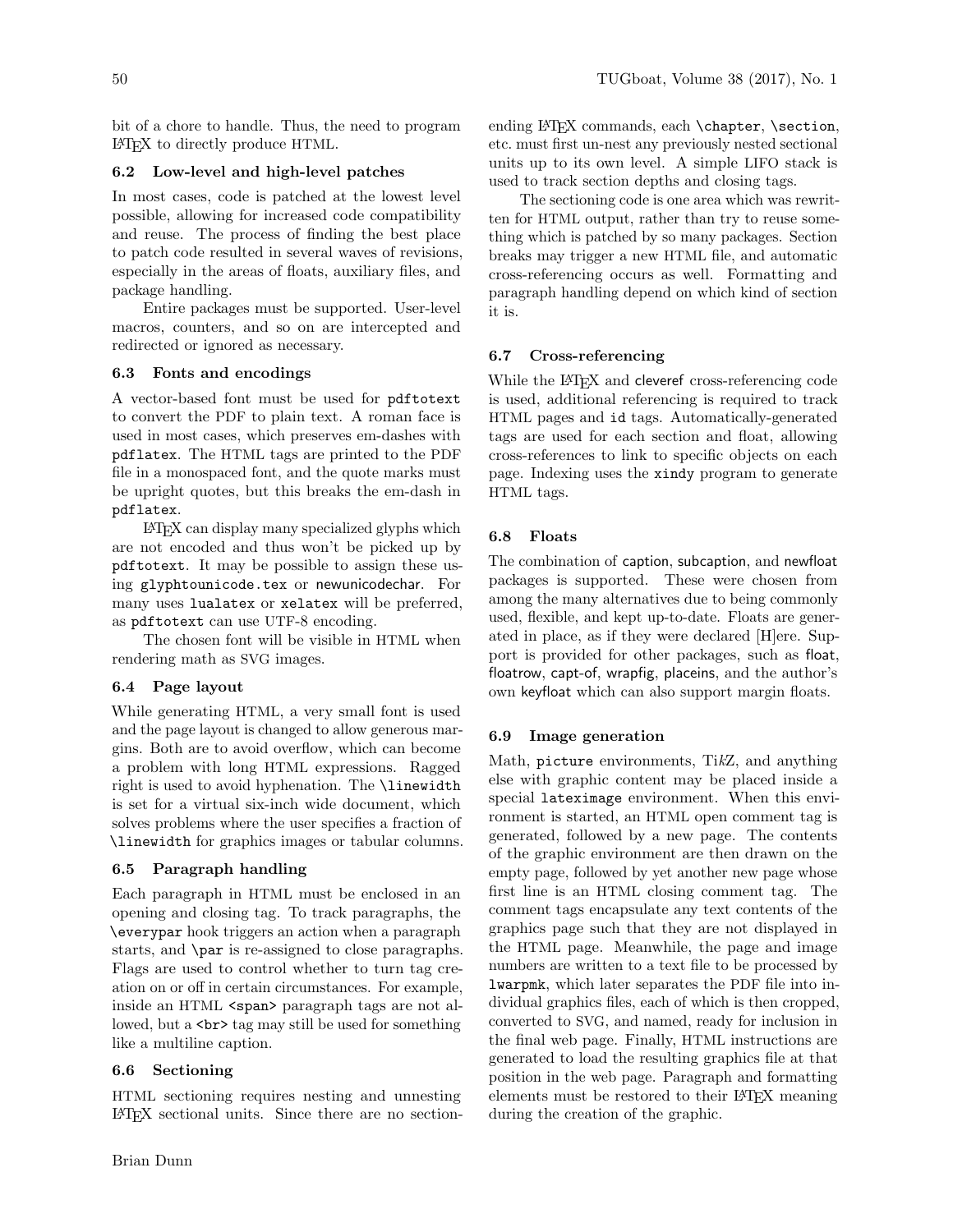bit of a chore to handle. Thus, the need to program LaTeX to directly produce HTML.

### 6.2 Low-level and high-level patches

In most cases, code is patched at the lowest level possible, allowing for increased code compatibility and reuse. The process of finding the best place to patch code resulted in several waves of revisions, especially in the areas of floats, auxiliary files, and package handling.

Entire packages must be supported. User-level macros, counters, and so on are intercepted and redirected or ignored as necessary.

### 6.3 Fonts and encodings

A vector-based font must be used for `pdftotext` to convert the PDF to plain text. A roman face is used in most cases, which preserves em-dashes with `pdflatex`. The HTML tags are printed to the PDF file in a monospaced font, and the quote marks must be upright quotes, but this breaks the em-dash in `pdflatex`.

LaTeX can display many specialized glyphs which are not encoded and thus won't be picked up by `pdftotext`. It may be possible to assign these using `glyphtounicode.tex` or newunicodechar. For many uses `lualatex` or `xelatex` will be preferred, as `pdftotext` can use UTF-8 encoding.

The chosen font will be visible in HTML when rendering math as SVG images.

### 6.4 Page layout

While generating HTML, a very small font is used and the page layout is changed to allow generous margins. Both are to avoid overflow, which can become a problem with long HTML expressions. Ragged right is used to avoid hyphenation. The `\linewidth` is set for a virtual six-inch wide document, which solves problems where the user specifies a fraction of `\linewidth` for graphics images or tabular columns.

### 6.5 Paragraph handling

Each paragraph in HTML must be enclosed in an opening and closing tag. To track paragraphs, the `\everypar` hook triggers an action when a paragraph starts, and `\par` is re-assigned to close paragraphs. Flags are used to control whether to turn tag creation on or off in certain circumstances. For example, inside an HTML `<span>` paragraph tags are not allowed, but a `<br>` tag may still be used for something like a multiline caption.

### 6.6 Sectioning

HTML sectioning requires nesting and unnesting LaTeX sectional units. Since there are no section-ending LaTeX commands, each `\chapter`, `\section`, etc. must first un-nest any previously nested sectional units up to its own level. A simple LIFO stack is used to track section depths and closing tags.

The sectioning code is one area which was rewritten for HTML output, rather than try to reuse something which is patched by so many packages. Section breaks may trigger a new HTML file, and automatic cross-referencing occurs as well. Formatting and paragraph handling depend on which kind of section it is.

### 6.7 Cross-referencing

While the LaTeX and cleveref cross-referencing code is used, additional referencing is required to track HTML pages and `id` tags. Automatically-generated tags are used for each section and float, allowing cross-references to link to specific objects on each page. Indexing uses the `xindy` program to generate HTML tags.

### 6.8 Floats

The combination of caption, subcaption, and newfloat packages is supported. These were chosen from among the many alternatives due to being commonly used, flexible, and kept up-to-date. Floats are generated in place, as if they were declared [H]ere. Support is provided for other packages, such as float, floatrow, capt-of, wrapfig, placeins, and the author's own keyfloat which can also support margin floats.

### 6.9 Image generation

Math, `picture` environments, TikZ, and anything else with graphic content may be placed inside a special `lateximage` environment. When this environment is started, an HTML open comment tag is generated, followed by a new page. The contents of the graphic environment are then drawn on the empty page, followed by yet another new page whose first line is an HTML closing comment tag. The comment tags encapsulate any text contents of the graphics page such that they are not displayed in the HTML page. Meanwhile, the page and image numbers are written to a text file to be processed by `lwarpmk`, which later separates the PDF file into individual graphics files, each of which is then cropped, converted to SVG, and named, ready for inclusion in the final web page. Finally, HTML instructions are generated to load the resulting graphics file at that position in the web page. Paragraph and formatting elements must be restored to their LaTeX meaning during the creation of the graphic.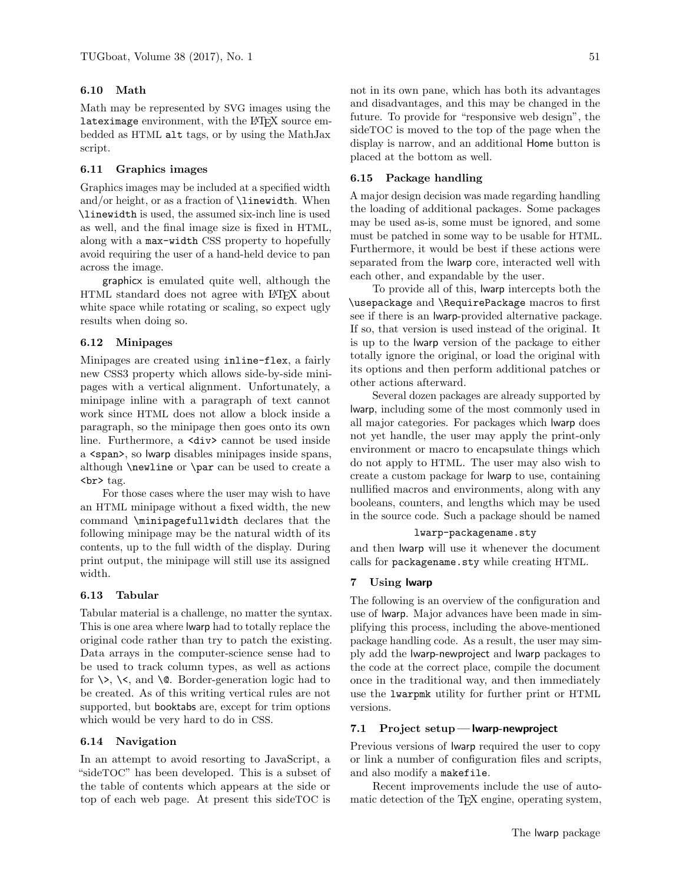### 6.10 Math

Math may be represented by SVG images using the `lateximage` environment, with the LaTeX source embedded as HTML `alt` tags, or by using the MathJax script.

### 6.11 Graphics images

Graphics images may be included at a specified width and/or height, or as a fraction of `\linewidth`. When `\linewidth` is used, the assumed six-inch line is used as well, and the final image size is fixed in HTML, along with a `max-width` CSS property to hopefully avoid requiring the user of a hand-held device to pan across the image.

graphicx is emulated quite well, although the HTML standard does not agree with LaTeX about white space while rotating or scaling, so expect ugly results when doing so.

### 6.12 Minipages

Minipages are created using `inline-flex`, a fairly new CSS3 property which allows side-by-side minipages with a vertical alignment. Unfortunately, a minipage inline with a paragraph of text cannot work since HTML does not allow a block inside a paragraph, so the minipage then goes onto its own line. Furthermore, a `<div>` cannot be used inside a `<span>`, so lwarp disables minipages inside spans, although `\newline` or `\par` can be used to create a `<br>` tag.

For those cases where the user may wish to have an HTML minipage without a fixed width, the new command `\minipagefullwidth` declares that the following minipage may be the natural width of its contents, up to the full width of the display. During print output, the minipage will still use its assigned width.

### 6.13 Tabular

Tabular material is a challenge, no matter the syntax. This is one area where lwarp had to totally replace the original code rather than try to patch the existing. Data arrays in the computer-science sense had to be used to track column types, as well as actions for `\>`, `\<`, and `\@`. Border-generation logic had to be created. As of this writing vertical rules are not supported, but booktabs are, except for trim options which would be very hard to do in CSS.

### 6.14 Navigation

In an attempt to avoid resorting to JavaScript, a "sideTOC" has been developed. This is a subset of the table of contents which appears at the side or top of each web page. At present this sideTOC is not in its own pane, which has both its advantages and disadvantages, and this may be changed in the future. To provide for "responsive web design", the sideTOC is moved to the top of the page when the display is narrow, and an additional Home button is placed at the bottom as well.

### 6.15 Package handling

A major design decision was made regarding handling the loading of additional packages. Some packages may be used as-is, some must be ignored, and some must be patched in some way to be usable for HTML. Furthermore, it would be best if these actions were separated from the lwarp core, interacted well with each other, and expandable by the user.

To provide all of this, lwarp intercepts both the `\usepackage` and `\RequirePackage` macros to first see if there is an lwarp-provided alternative package. If so, that version is used instead of the original. It is up to the lwarp version of the package to either totally ignore the original, or load the original with its options and then perform additional patches or other actions afterward.

Several dozen packages are already supported by lwarp, including some of the most commonly used in all major categories. For packages which lwarp does not yet handle, the user may apply the print-only environment or macro to encapsulate things which do not apply to HTML. The user may also wish to create a custom package for lwarp to use, containing nullified macros and environments, along with any booleans, counters, and lengths which may be used in the source code. Such a package should be named

```
lwarp-packagename.sty
```

and then lwarp will use it whenever the document calls for `packagename.sty` while creating HTML.

## 7 Using lwarp

The following is an overview of the configuration and use of lwarp. Major advances have been made in simplifying this process, including the above-mentioned package handling code. As a result, the user may simply add the lwarp-newproject and lwarp packages to the code at the correct place, compile the document once in the traditional way, and then immediately use the `lwarpmk` utility for further print or HTML versions.

### 7.1 Project setup — lwarp-newproject

Previous versions of lwarp required the user to copy or link a number of configuration files and scripts, and also modify a `makefile`.

Recent improvements include the use of automatic detection of the TeX engine, operating system,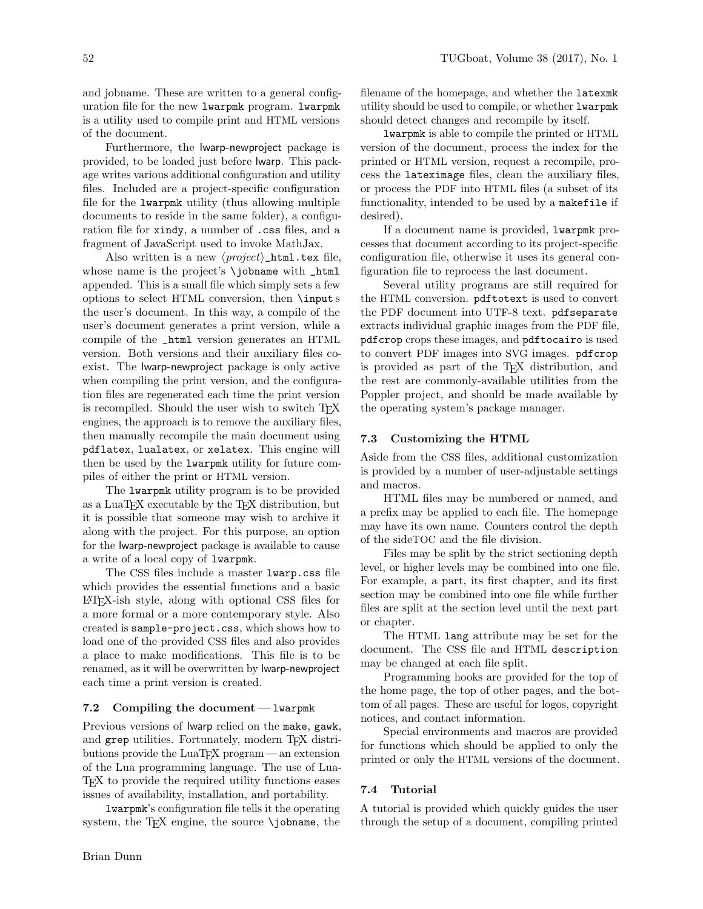and jobname. These are written to a general configuration file for the new `lwarpmk` program. `lwarpmk` is a utility used to compile print and HTML versions of the document.

Furthermore, the lwarp-newproject package is provided, to be loaded just before lwarp. This package writes various additional configuration and utility files. Included are a project-specific configuration file for the `lwarpmk` utility (thus allowing multiple documents to reside in the same folder), a configuration file for `xindy`, a number of `.css` files, and a fragment of JavaScript used to invoke MathJax.

Also written is a new ⟨*project*⟩`_html.tex` file, whose name is the project's `\jobname` with `_html` appended. This is a small file which simply sets a few options to select HTML conversion, then `\input`s the user's document. In this way, a compile of the user's document generates a print version, while a compile of the `_html` version generates an HTML version. Both versions and their auxiliary files coexist. The lwarp-newproject package is only active when compiling the print version, and the configuration files are regenerated each time the print version is recompiled. Should the user wish to switch TeX engines, the approach is to remove the auxiliary files, then manually recompile the main document using `pdflatex`, `lualatex`, or `xelatex`. This engine will then be used by the `lwarpmk` utility for future compiles of either the print or HTML version.

The `lwarpmk` utility program is to be provided as a LuaTeX executable by the TeX distribution, but it is possible that someone may wish to archive it along with the project. For this purpose, an option for the lwarp-newproject package is available to cause a write of a local copy of `lwarpmk`.

The CSS files include a master `lwarp.css` file which provides the essential functions and a basic LaTeX-ish style, along with optional CSS files for a more formal or a more contemporary style. Also created is `sample-project.css`, which shows how to load one of the provided CSS files and also provides a place to make modifications. This file is to be renamed, as it will be overwritten by lwarp-newproject each time a print version is created.

### 7.2 Compiling the document — `lwarpmk`

Previous versions of lwarp relied on the `make`, `gawk`, and `grep` utilities. Fortunately, modern TeX distributions provide the LuaTeX program — an extension of the Lua programming language. The use of LuaTeX to provide the required utility functions eases issues of availability, installation, and portability.

`lwarpmk`'s configuration file tells it the operating system, the TeX engine, the source `\jobname`, the filename of the homepage, and whether the `latexmk` utility should be used to compile, or whether `lwarpmk` should detect changes and recompile by itself.

`lwarpmk` is able to compile the printed or HTML version of the document, process the index for the printed or HTML version, request a recompile, process the `lateximage` files, clean the auxiliary files, or process the PDF into HTML files (a subset of its functionality, intended to be used by a `makefile` if desired).

If a document name is provided, `lwarpmk` processes that document according to its project-specific configuration file, otherwise it uses its general configuration file to reprocess the last document.

Several utility programs are still required for the HTML conversion. `pdftotext` is used to convert the PDF document into UTF-8 text. `pdfseparate` extracts individual graphic images from the PDF file, `pdfcrop` crops these images, and `pdftocairo` is used to convert PDF images into SVG images. `pdfcrop` is provided as part of the TeX distribution, and the rest are commonly-available utilities from the Poppler project, and should be made available by the operating system's package manager.

### 7.3 Customizing the HTML

Aside from the CSS files, additional customization is provided by a number of user-adjustable settings and macros.

HTML files may be numbered or named, and a prefix may be applied to each file. The homepage may have its own name. Counters control the depth of the sideTOC and the file division.

Files may be split by the strict sectioning depth level, or higher levels may be combined into one file. For example, a part, its first chapter, and its first section may be combined into one file while further files are split at the section level until the next part or chapter.

The HTML `lang` attribute may be set for the document. The CSS file and HTML `description` may be changed at each file split.

Programming hooks are provided for the top of the home page, the top of other pages, and the bottom of all pages. These are useful for logos, copyright notices, and contact information.

Special environments and macros are provided for functions which should be applied to only the printed or only the HTML versions of the document.

### 7.4 Tutorial

A tutorial is provided which quickly guides the user through the setup of a document, compiling printed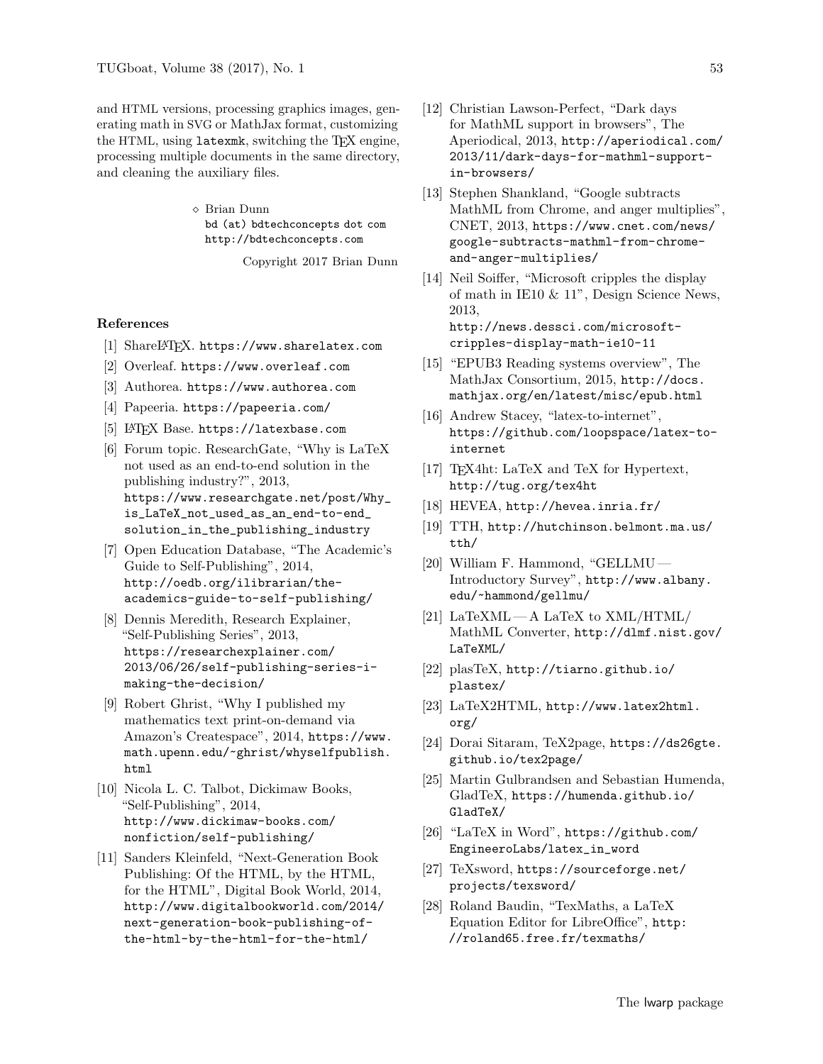and HTML versions, processing graphics images, generating math in SVG or MathJax format, customizing the HTML, using `latexmk`, switching the TeX engine, processing multiple documents in the same directory, and cleaning the auxiliary files.

◇ Brian Dunn
`bd (at) bdtechconcepts dot com`
`http://bdtechconcepts.com`

Copyright 2017 Brian Dunn

### References

[1] ShareLaTeX. `https://www.sharelatex.com`

[2] Overleaf. `https://www.overleaf.com`

[3] Authorea. `https://www.authorea.com`

[4] Papeeria. `https://papeeria.com/`

[5] LaTeX Base. `https://latexbase.com`

[6] Forum topic. ResearchGate, "Why is LaTeX not used as an end-to-end solution in the publishing industry?", 2013, `https://www.researchgate.net/post/Why_is_LaTeX_not_used_as_an_end-to-end_solution_in_the_publishing_industry`

[7] Open Education Database, "The Academic's Guide to Self-Publishing", 2014, `http://oedb.org/ilibrarian/the-academics-guide-to-self-publishing/`

[8] Dennis Meredith, Research Explainer, "Self-Publishing Series", 2013, `https://researchexplainer.com/2013/06/26/self-publishing-series-i-making-the-decision/`

[9] Robert Ghrist, "Why I published my mathematics text print-on-demand via Amazon's Createspace", 2014, `https://www.math.upenn.edu/~ghrist/whyselfpublish.html`

[10] Nicola L. C. Talbot, Dickimaw Books, "Self-Publishing", 2014, `http://www.dickimaw-books.com/nonfiction/self-publishing/`

[11] Sanders Kleinfeld, "Next-Generation Book Publishing: Of the HTML, by the HTML, for the HTML", Digital Book World, 2014, `http://www.digitalbookworld.com/2014/next-generation-book-publishing-of-the-html-by-the-html-for-the-html/`

[12] Christian Lawson-Perfect, "Dark days for MathML support in browsers", The Aperiodical, 2013, `http://aperiodical.com/2013/11/dark-days-for-mathml-support-in-browsers/`

[13] Stephen Shankland, "Google subtracts MathML from Chrome, and anger multiplies", CNET, 2013, `https://www.cnet.com/news/google-subtracts-mathml-from-chrome-and-anger-multiplies/`

[14] Neil Soiffer, "Microsoft cripples the display of math in IE10 & 11", Design Science News, 2013, `http://news.dessci.com/microsoft-cripples-display-math-ie10-11`

[15] "EPUB3 Reading systems overview", The MathJax Consortium, 2015, `http://docs.mathjax.org/en/latest/misc/epub.html`

[16] Andrew Stacey, "latex-to-internet", `https://github.com/loopspace/latex-to-internet`

[17] TeX4ht: LaTeX and TeX for Hypertext, `http://tug.org/tex4ht`

[18] HEVEA, `http://hevea.inria.fr/`

[19] TTH, `http://hutchinson.belmont.ma.us/tth/`

[20] William F. Hammond, "GELLMU — Introductory Survey", `http://www.albany.edu/~hammond/gellmu/`

[21] LaTeXML — A LaTeX to XML/HTML/MathML Converter, `http://dlmf.nist.gov/LaTeXML/`

[22] plasTeX, `http://tiarno.github.io/plastex/`

[23] LaTeX2HTML, `http://www.latex2html.org/`

[24] Dorai Sitaram, TeX2page, `https://ds26gte.github.io/tex2page/`

[25] Martin Gulbrandsen and Sebastian Humenda, GladTeX, `https://humenda.github.io/GladTeX/`

[26] "LaTeX in Word", `https://github.com/EngineeroLabs/latex_in_word`

[27] TeXsword, `https://sourceforge.net/projects/texsword/`

[28] Roland Baudin, "TexMaths, a LaTeX Equation Editor for LibreOffice", `http://roland65.free.fr/texmaths/`